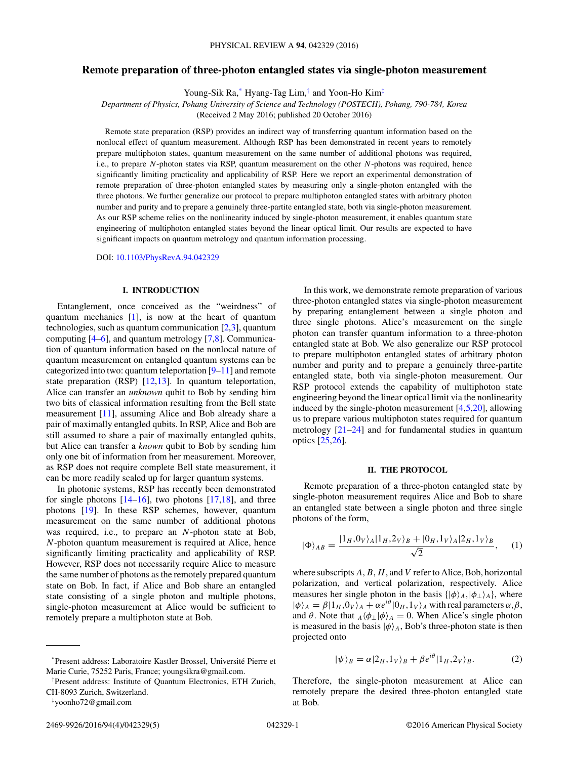# Remote preparation of three-photon entangled states via single-photon measurement

Young-Sik Ra,[*] Hyang-Tag Lim,[†] and Yoon-Ho Kim[‡]

*Department of Physics, Pohang University of Science and Technology (POSTECH), Pohang, 790-784, Korea*

(Received 2 May 2016; published 20 October 2016)

Remote state preparation (RSP) provides an indirect way of transferring quantum information based on the nonlocal effect of quantum measurement. Although RSP has been demonstrated in recent years to remotely prepare multiphoton states, quantum measurement on the same number of additional photons was required, i.e., to prepare $N$-photon states via RSP, quantum measurement on the other $N$-photons was required, hence significantly limiting practicality and applicability of RSP. Here we report an experimental demonstration of remote preparation of three-photon entangled states by measuring only a single-photon entangled with the three photons. We further generalize our protocol to prepare multiphoton entangled states with arbitrary photon number and purity and to prepare a genuinely three-partite entangled state, both via single-photon measurement. As our RSP scheme relies on the nonlinearity induced by single-photon measurement, it enables quantum state engineering of multiphoton entangled states beyond the linear optical limit. Our results are expected to have significant impacts on quantum metrology and quantum information processing.

DOI: 10.1103/PhysRevA.94.042329

## I. INTRODUCTION

Entanglement, once conceived as the "weirdness" of quantum mechanics [1], is now at the heart of quantum technologies, such as quantum communication [2,3], quantum computing [4–6], and quantum metrology [7,8]. Communication of quantum information based on the nonlocal nature of quantum measurement on entangled quantum systems can be categorized into two: quantum teleportation [9–11] and remote state preparation (RSP) [12,13]. In quantum teleportation, Alice can transfer an *unknown* qubit to Bob by sending him two bits of classical information resulting from the Bell state measurement [11], assuming Alice and Bob already share a pair of maximally entangled qubits. In RSP, Alice and Bob are still assumed to share a pair of maximally entangled qubits, but Alice can transfer a *known* qubit to Bob by sending him only one bit of information from her measurement. Moreover, as RSP does not require complete Bell state measurement, it can be more readily scaled up for larger quantum systems.

In photonic systems, RSP has recently been demonstrated for single photons [14–16], two photons [17,18], and three photons [19]. In these RSP schemes, however, quantum measurement on the same number of additional photons was required, i.e., to prepare an $N$-photon state at Bob, $N$-photon quantum measurement is required at Alice, hence significantly limiting practicality and applicability of RSP. However, RSP does not necessarily require Alice to measure the same number of photons as the remotely prepared quantum state on Bob. In fact, if Alice and Bob share an entangled state consisting of a single photon and multiple photons, single-photon measurement at Alice would be sufficient to remotely prepare a multiphoton state at Bob.

In this work, we demonstrate remote preparation of various three-photon entangled states via single-photon measurement by preparing entanglement between a single photon and three single photons. Alice's measurement on the single photon can transfer quantum information to a three-photon entangled state at Bob. We also generalize our RSP protocol to prepare multiphoton entangled states of arbitrary photon number and purity and to prepare a genuinely three-partite entangled state, both via single-photon measurement. Our RSP protocol extends the capability of multiphoton state engineering beyond the linear optical limit via the nonlinearity induced by the single-photon measurement [4,5,20], allowing us to prepare various multiphoton states required for quantum metrology [21–24] and for fundamental studies in quantum optics [25,26].

## II. THE PROTOCOL

Remote preparation of a three-photon entangled state by single-photon measurement requires Alice and Bob to share an entangled state between a single photon and three single photons of the form,

$$|\Phi\rangle_{AB} = \frac{|1_H,0_V\rangle_A|1_H,2_V\rangle_B + |0_H,1_V\rangle_A|2_H,1_V\rangle_B}{\sqrt{2}}, \quad (1)$$

where subscripts $A$, $B$, $H$, and $V$ refer to Alice, Bob, horizontal polarization, and vertical polarization, respectively. Alice measures her single photon in the basis $\{|\phi\rangle_A,|\phi_\perp\rangle_A\}$, where $|\phi\rangle_A = \beta|1_H,0_V\rangle_A + \alpha e^{i\theta}|0_H,1_V\rangle_A$ with real parameters $\alpha,\beta$, and $\theta$. Note that ${}_A\langle\phi_\perp|\phi\rangle_A = 0$. When Alice's single photon is measured in the basis $|\phi\rangle_A$, Bob's three-photon state is then projected onto

$$|\psi\rangle_B = \alpha|2_H,1_V\rangle_B + \beta e^{i\theta}|1_H,2_V\rangle_B. \quad (2)$$

Therefore, the single-photon measurement at Alice can remotely prepare the desired three-photon entangled state at Bob.

---

[*] Present address: Laboratoire Kastler Brossel, Université Pierre et Marie Curie, 75252 Paris, France; youngsikra@gmail.com.

[†] Present address: Institute of Quantum Electronics, ETH Zurich, CH-8093 Zurich, Switzerland.

[‡] yoonho72@gmail.com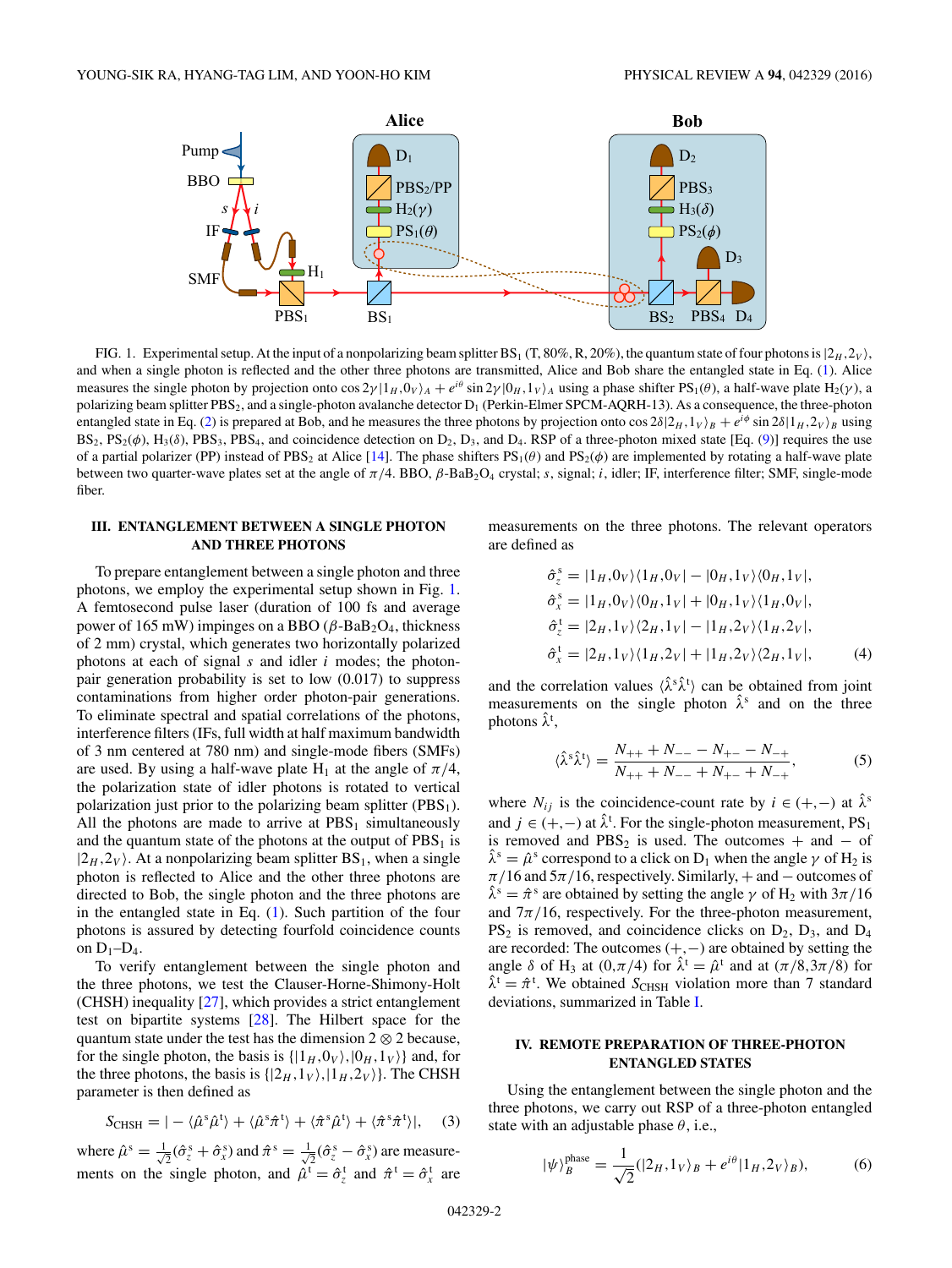FIG. 1. Experimental setup. At the input of a nonpolarizing beam splitter $BS_1$ (T, 80%, R, 20%), the quantum state of four photons is $|2_H,2_V\rangle$, and when a single photon is reflected and the other three photons are transmitted, Alice and Bob share the entangled state in Eq. (1). Alice measures the single photon by projection onto $\cos 2\gamma|1_H,0_V\rangle_A + e^{i\theta}\sin 2\gamma|0_H,1_V\rangle_A$ using a phase shifter $PS_1(\theta)$, a half-wave plate $H_2(\gamma)$, a polarizing beam splitter $PBS_2$, and a single-photon avalanche detector $D_1$ (Perkin-Elmer SPCM-AQRH-13). As a consequence, the three-photon entangled state in Eq. (2) is prepared at Bob, and he measures the three photons by projection onto $\cos 2\delta|2_H,1_V\rangle_B + e^{i\phi}\sin 2\delta|1_H,2_V\rangle_B$ using $BS_2$, $PS_2(\phi)$, $H_3(\delta)$, $PBS_3$, $PBS_4$, and coincidence detection on $D_2$, $D_3$, and $D_4$. RSP of a three-photon mixed state [Eq. (9)] requires the use of a partial polarizer (PP) instead of $PBS_2$ at Alice [14]. The phase shifters $PS_1(\theta)$ and $PS_2(\phi)$ are implemented by rotating a half-wave plate between two quarter-wave plates set at the angle of $\pi/4$. BBO, $\beta$-$BaB_2O_4$ crystal; $s$, signal; $i$, idler; IF, interference filter; SMF, single-mode fiber.

## III. ENTANGLEMENT BETWEEN A SINGLE PHOTON AND THREE PHOTONS

To prepare entanglement between a single photon and three photons, we employ the experimental setup shown in Fig. 1. A femtosecond pulse laser (duration of 100 fs and average power of 165 mW) impinges on a BBO ($\beta$-$BaB_2O_4$, thickness of 2 mm) crystal, which generates two horizontally polarized photons at each of signal $s$ and idler $i$ modes; the photon-pair generation probability is set to low (0.017) to suppress contaminations from higher order photon-pair generations. To eliminate spectral and spatial correlations of the photons, interference filters (IFs, full width at half maximum bandwidth of 3 nm centered at 780 nm) and single-mode fibers (SMFs) are used. By using a half-wave plate $H_1$ at the angle of $\pi/4$, the polarization state of idler photons is rotated to vertical polarization just prior to the polarizing beam splitter ($PBS_1$). All the photons are made to arrive at $PBS_1$ simultaneously and the quantum state of the photons at the output of $PBS_1$ is $|2_H,2_V\rangle$. At a nonpolarizing beam splitter $BS_1$, when a single photon is reflected to Alice and the other three photons are directed to Bob, the single photon and the three photons are in the entangled state in Eq. (1). Such partition of the four photons is assured by detecting fourfold coincidence counts on $D_1$–$D_4$.

To verify entanglement between the single photon and the three photons, we test the Clauser-Horne-Shimony-Holt (CHSH) inequality [27], which provides a strict entanglement test on bipartite systems [28]. The Hilbert space for the quantum state under the test has the dimension $2 \otimes 2$ because, for the single photon, the basis is $\{|1_H,0_V\rangle,|0_H,1_V\rangle\}$ and, for the three photons, the basis is $\{|2_H,1_V\rangle,|1_H,2_V\rangle\}$. The CHSH parameter is then defined as

$$S_{\text{CHSH}} = |-\langle\hat{\mu}^s\hat{\mu}^t\rangle + \langle\hat{\mu}^s\hat{\pi}^t\rangle + \langle\hat{\pi}^s\hat{\mu}^t\rangle + \langle\hat{\pi}^s\hat{\pi}^t\rangle|, \quad (3)$$

where $\hat{\mu}^s = \frac{1}{\sqrt{2}}(\hat{\sigma}_z^s + \hat{\sigma}_x^s)$ and $\hat{\pi}^s = \frac{1}{\sqrt{2}}(\hat{\sigma}_z^s - \hat{\sigma}_x^s)$ are measurements on the single photon, and $\hat{\mu}^t = \hat{\sigma}_z^t$ and $\hat{\pi}^t = \hat{\sigma}_x^t$ are measurements on the three photons. The relevant operators are defined as

$$\begin{aligned}
\hat{\sigma}_z^s &= |1_H,0_V\rangle\langle 1_H,0_V| - |0_H,1_V\rangle\langle 0_H,1_V|,\\
\hat{\sigma}_x^s &= |1_H,0_V\rangle\langle 0_H,1_V| + |0_H,1_V\rangle\langle 1_H,0_V|,\\
\hat{\sigma}_z^t &= |2_H,1_V\rangle\langle 2_H,1_V| - |1_H,2_V\rangle\langle 1_H,2_V|,\\
\hat{\sigma}_x^t &= |2_H,1_V\rangle\langle 1_H,2_V| + |1_H,2_V\rangle\langle 2_H,1_V|,
\end{aligned} \quad (4)$$

and the correlation values $\langle\hat{\lambda}^s\hat{\lambda}^t\rangle$ can be obtained from joint measurements on the single photon $\hat{\lambda}^s$ and on the three photons $\hat{\lambda}^t$,

$$\langle\hat{\lambda}^s\hat{\lambda}^t\rangle = \frac{N_{++} + N_{--} - N_{+-} - N_{-+}}{N_{++} + N_{--} + N_{+-} + N_{-+}}, \quad (5)$$

where $N_{ij}$ is the coincidence-count rate by $i \in (+,-)$ at $\hat{\lambda}^s$ and $j \in (+,-)$ at $\hat{\lambda}^t$. For the single-photon measurement, $PS_1$ is removed and $PBS_2$ is used. The outcomes $+$ and $-$ of $\hat{\lambda}^s = \hat{\mu}^s$ correspond to a click on $D_1$ when the angle $\gamma$ of $H_2$ is $\pi/16$ and $5\pi/16$, respectively. Similarly, $+$ and $-$ outcomes of $\hat{\lambda}^s = \hat{\pi}^s$ are obtained by setting the angle $\gamma$ of $H_2$ with $3\pi/16$ and $7\pi/16$, respectively. For the three-photon measurement, $PS_2$ is removed, and coincidence clicks on $D_2$, $D_3$, and $D_4$ are recorded: The outcomes $(+,-)$ are obtained by setting the angle $\delta$ of $H_3$ at $(0,\pi/4)$ for $\hat{\lambda}^t = \hat{\mu}^t$ and at $(\pi/8,3\pi/8)$ for $\hat{\lambda}^t = \hat{\pi}^t$. We obtained $S_{\text{CHSH}}$ violation more than 7 standard deviations, summarized in Table I.

## IV. REMOTE PREPARATION OF THREE-PHOTON ENTANGLED STATES

Using the entanglement between the single photon and the three photons, we carry out RSP of a three-photon entangled state with an adjustable phase $\theta$, i.e.,

$$|\psi\rangle_B^{\text{phase}} = \frac{1}{\sqrt{2}}(|2_H,1_V\rangle_B + e^{i\theta}|1_H,2_V\rangle_B), \quad (6)$$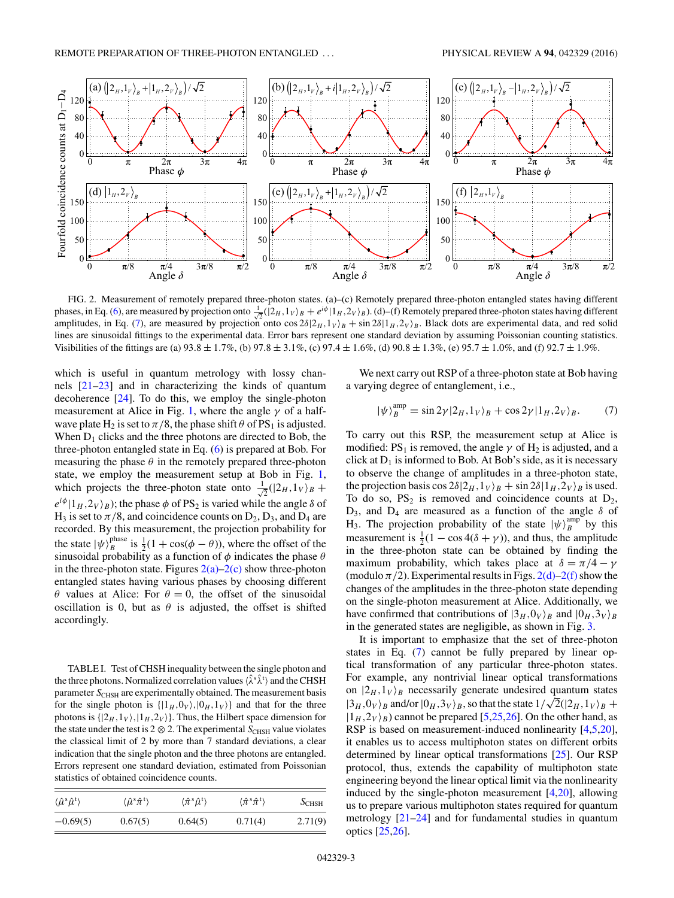FIG. 2. Measurement of remotely prepared three-photon states. (a)–(c) Remotely prepared three-photon entangled states having different phases, in Eq. (6), are measured by projection onto $\frac{1}{\sqrt{2}}(|2_H,1_V\rangle_B + e^{i\phi}|1_H,2_V\rangle_B)$. (d)–(f) Remotely prepared three-photon states having different amplitudes, in Eq. (7), are measured by projection onto $\cos 2\delta|2_H,1_V\rangle_B + \sin 2\delta|1_H,2_V\rangle_B$. Black dots are experimental data, and red solid lines are sinusoidal fittings to the experimental data. Error bars represent one standard deviation by assuming Poissonian counting statistics. Visibilities of the fittings are (a) $93.8 \pm 1.7\%$, (b) $97.8 \pm 3.1\%$, (c) $97.4 \pm 1.6\%$, (d) $90.8 \pm 1.3\%$, (e) $95.7 \pm 1.0\%$, and (f) $92.7 \pm 1.9\%$.

which is useful in quantum metrology with lossy channels [21–23] and in characterizing the kinds of quantum decoherence [24]. To do this, we employ the single-photon measurement at Alice in Fig. 1, where the angle $\gamma$ of a half-wave plate $H_2$ is set to $\pi/8$, the phase shift $\theta$ of $PS_1$ is adjusted. When $D_1$ clicks and the three photons are directed to Bob, the three-photon entangled state in Eq. (6) is prepared at Bob. For measuring the phase $\theta$ in the remotely prepared three-photon state, we employ the measurement setup at Bob in Fig. 1, which projects the three-photon state onto $\frac{1}{\sqrt{2}}(|2_H,1_V\rangle_B + e^{i\phi}|1_H,2_V\rangle_B)$; the phase $\phi$ of $PS_2$ is varied while the angle $\delta$ of $H_3$ is set to $\pi/8$, and coincidence counts on $D_2$, $D_3$, and $D_4$ are recorded. By this measurement, the projection probability for the state $|\psi\rangle_B^{\text{phase}}$ is $\frac{1}{2}(1+\cos(\phi-\theta))$, where the offset of the sinusoidal probability as a function of $\phi$ indicates the phase $\theta$ in the three-photon state. Figures 2(a)–2(c) show three-photon entangled states having various phases by choosing different $\theta$ values at Alice: For $\theta = 0$, the offset of the sinusoidal oscillation is 0, but as $\theta$ is adjusted, the offset is shifted accordingly.

TABLE I. Test of CHSH inequality between the single photon and the three photons. Normalized correlation values $\langle\hat{\lambda}^s\hat{\lambda}^t\rangle$ and the CHSH parameter $S_{\text{CHSH}}$ are experimentally obtained. The measurement basis for the single photon is $\{|1_H,0_V\rangle,|0_H,1_V\rangle\}$ and that for the three photons is $\{|2_H,1_V\rangle,|1_H,2_V\rangle\}$. Thus, the Hilbert space dimension for the state under the test is $2\otimes 2$. The experimental $S_{\text{CHSH}}$ value violates the classical limit of 2 by more than 7 standard deviations, a clear indication that the single photon and the three photons are entangled. Errors represent one standard deviation, estimated from Poissonian statistics of obtained coincidence counts.

| $\langle\hat{\mu}^s\hat{\mu}^t\rangle$ | $\langle\hat{\mu}^s\hat{\pi}^t\rangle$ | $\langle\hat{\pi}^s\hat{\mu}^t\rangle$ | $\langle\hat{\pi}^s\hat{\pi}^t\rangle$ | $S_{\text{CHSH}}$ |
|---|---|---|---|---|
| −0.69(5) | 0.67(5) | 0.64(5) | 0.71(4) | 2.71(9) |

We next carry out RSP of a three-photon state at Bob having a varying degree of entanglement, i.e.,

$$|\psi\rangle_B^{\text{amp}} = \sin 2\gamma|2_H,1_V\rangle_B + \cos 2\gamma|1_H,2_V\rangle_B. \tag{7}$$

To carry out this RSP, the measurement setup at Alice is modified: $PS_1$ is removed, the angle $\gamma$ of $H_2$ is adjusted, and a click at $D_1$ is informed to Bob. At Bob's side, as it is necessary to observe the change of amplitudes in a three-photon state, the projection basis $\cos 2\delta|2_H,1_V\rangle_B + \sin 2\delta|1_H,2_V\rangle_B$ is used. To do so, $PS_2$ is removed and coincidence counts at $D_2$, $D_3$, and $D_4$ are measured as a function of the angle $\delta$ of $H_3$. The projection probability of the state $|\psi\rangle_B^{\text{amp}}$ by this measurement is $\frac{1}{2}(1-\cos 4(\delta+\gamma))$, and thus, the amplitude in the three-photon state can be obtained by finding the maximum probability, which takes place at $\delta = \pi/4 - \gamma$ (modulo $\pi/2$). Experimental results in Figs. 2(d)–2(f) show the changes of the amplitudes in the three-photon state depending on the single-photon measurement at Alice. Additionally, we have confirmed that contributions of $|3_H,0_V\rangle_B$ and $|0_H,3_V\rangle_B$ in the generated states are negligible, as shown in Fig. 3.

It is important to emphasize that the set of three-photon states in Eq. (7) cannot be fully prepared by linear optical transformation of any particular three-photon states. For example, any nontrivial linear optical transformations on $|2_H,1_V\rangle_B$ necessarily generate undesired quantum states $|3_H,0_V\rangle_B$ and/or $|0_H,3_V\rangle_B$, so that the state $1/\sqrt{2}(|2_H,1_V\rangle_B + |1_H,2_V\rangle_B)$ cannot be prepared [5,25,26]. On the other hand, as RSP is based on measurement-induced nonlinearity [4,5,20], it enables us to access multiphoton states on different orbits determined by linear optical transformations [25]. Our RSP protocol, thus, extends the capability of multiphoton state engineering beyond the linear optical limit via the nonlinearity induced by the single-photon measurement [4,20], allowing us to prepare various multiphoton states required for quantum metrology [21–24] and for fundamental studies in quantum optics [25,26].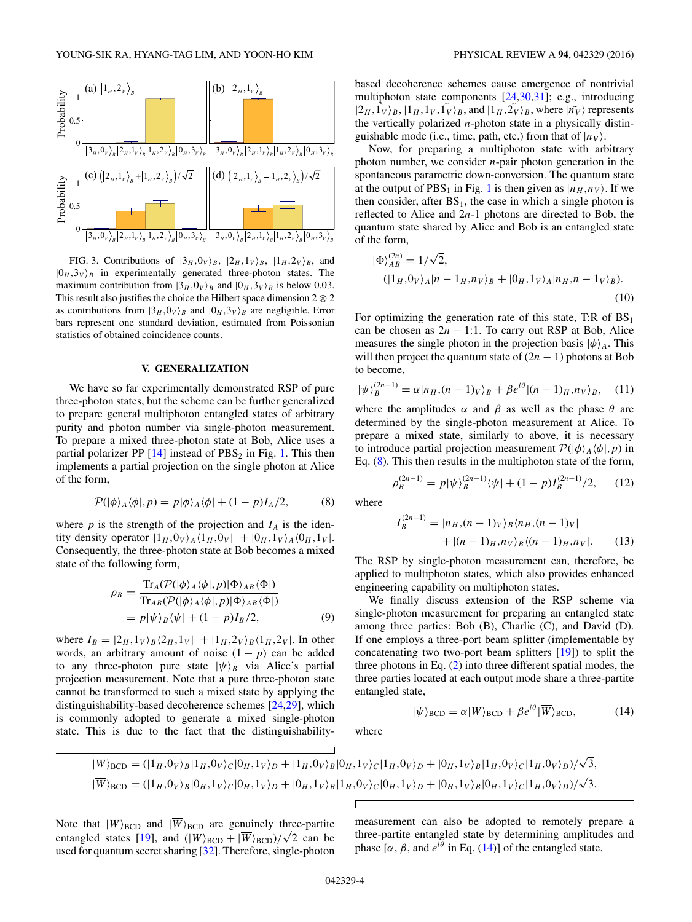FIG. 3. Contributions of $|3_H,0_V\rangle_B$, $|2_H,1_V\rangle_B$, $|1_H,2_V\rangle_B$, and $|0_H,3_V\rangle_B$ in experimentally generated three-photon states. The maximum contribution from $|3_H,0_V\rangle_B$ and $|0_H,3_V\rangle_B$ is below 0.03. This result also justifies the choice the Hilbert space dimension $2 \otimes 2$ as contributions from $|3_H,0_V\rangle_B$ and $|0_H,3_V\rangle_B$ are negligible. Error bars represent one standard deviation, estimated from Poissonian statistics of obtained coincidence counts.

## V. GENERALIZATION

We have so far experimentally demonstrated RSP of pure three-photon states, but the scheme can be further generalized to prepare general multiphoton entangled states of arbitrary purity and photon number via single-photon measurement. To prepare a mixed three-photon state at Bob, Alice uses a partial polarizer PP [14] instead of $PBS_2$ in Fig. 1. This then implements a partial projection on the single photon at Alice of the form,

$$\mathcal{P}(|\phi\rangle_A\langle\phi|,p) = p|\phi\rangle_A\langle\phi| + (1-p)I_A/2, \tag{8}$$

where $p$ is the strength of the projection and $I_A$ is the identity density operator $|1_H,0_V\rangle_A\langle 1_H,0_V| + |0_H,1_V\rangle_A\langle 0_H,1_V|$. Consequently, the three-photon state at Bob becomes a mixed state of the following form,

$$\begin{aligned}\rho_B &= \frac{\mathrm{Tr}_A(\mathcal{P}(|\phi\rangle_A\langle\phi|,p)|\Phi\rangle_{AB}\langle\Phi|)}{\mathrm{Tr}_{AB}(\mathcal{P}(|\phi\rangle_A\langle\phi|,p)|\Phi\rangle_{AB}\langle\Phi|)} \\ &= p|\psi\rangle_B\langle\psi| + (1-p)I_B/2,\end{aligned} \tag{9}$$

where $I_B = |2_H,1_V\rangle_B\langle 2_H,1_V| + |1_H,2_V\rangle_B\langle 1_H,2_V|$. In other words, an arbitrary amount of noise $(1-p)$ can be added to any three-photon pure state $|\psi\rangle_B$ via Alice's partial projection measurement. Note that a pure three-photon state cannot be transformed to such a mixed state by applying the distinguishability-based decoherence schemes [24,29], which is commonly adopted to generate a mixed single-photon state. This is due to the fact that the distinguishability-based decoherence schemes cause emergence of nontrivial multiphoton state components [24,30,31]; e.g., introducing $|2_H,\tilde{1}_V\rangle_B$, $|1_H,1_V,\tilde{1}_V\rangle_B$, and $|1_H,\tilde{2}_V\rangle_B$, where $|\tilde{n}_V\rangle$ represents the vertically polarized $n$-photon state in a physically distinguishable mode (i.e., time, path, etc.) from that of $|n_V\rangle$.

Now, for preparing a multiphoton state with arbitrary photon number, we consider $n$-pair photon generation in the spontaneous parametric down-conversion. The quantum state at the output of $PBS_1$ in Fig. 1 is then given as $|n_H,n_V\rangle$. If we then consider, after $BS_1$, the case in which a single photon is reflected to Alice and $2n$-1 photons are directed to Bob, the quantum state shared by Alice and Bob is an entangled state of the form,

$$\begin{aligned}|\Phi\rangle_{AB}^{(2n)} &= 1/\sqrt{2}, \\ &(|1_H,0_V\rangle_A|n-1_H,n_V\rangle_B + |0_H,1_V\rangle_A|n_H,n-1_V\rangle_B).\end{aligned} \tag{10}$$

For optimizing the generation rate of this state, T:R of $BS_1$ can be chosen as $2n-1$:1. To carry out RSP at Bob, Alice measures the single photon in the projection basis $|\phi\rangle_A$. This will then project the quantum state of $(2n-1)$ photons at Bob to become,

$$|\psi\rangle_B^{(2n-1)} = \alpha|n_H,(n-1)_V\rangle_B + \beta e^{i\theta}|(n-1)_H,n_V\rangle_B, \tag{11}$$

where the amplitudes $\alpha$ and $\beta$ as well as the phase $\theta$ are determined by the single-photon measurement at Alice. To prepare a mixed state, similarly to above, it is necessary to introduce partial projection measurement $\mathcal{P}(|\phi\rangle_A\langle\phi|,p)$ in Eq. (8). This then results in the multiphoton state of the form,

$$\rho_B^{(2n-1)} = p|\psi\rangle_B^{(2n-1)}\langle\psi| + (1-p)I_B^{(2n-1)}/2, \tag{12}$$

where

$$\begin{aligned}I_B^{(2n-1)} &= |n_H,(n-1)_V\rangle_B\langle n_H,(n-1)_V| \\ &\quad + |(n-1)_H,n_V\rangle_B\langle(n-1)_H,n_V|.\end{aligned} \tag{13}$$

The RSP by single-photon measurement can, therefore, be applied to multiphoton states, which also provides enhanced engineering capability on multiphoton states.

We finally discuss extension of the RSP scheme via single-photon measurement for preparing an entangled state among three parties: Bob (B), Charlie (C), and David (D). If one employs a three-port beam splitter (implementable by concatenating two two-port beam splitters [19]) to split the three photons in Eq. (2) into three different spatial modes, the three parties located at each output mode share a three-partite entangled state,

$$|\psi\rangle_{\mathrm{BCD}} = \alpha|W\rangle_{\mathrm{BCD}} + \beta e^{i\theta}|\overline{W}\rangle_{\mathrm{BCD}}, \tag{14}$$

where

$$|W\rangle_{\mathrm{BCD}} = (|1_H,0_V\rangle_B|1_H,0_V\rangle_C|0_H,1_V\rangle_D + |1_H,0_V\rangle_B|0_H,1_V\rangle_C|1_H,0_V\rangle_D + |0_H,1_V\rangle_B|1_H,0_V\rangle_C|1_H,0_V\rangle_D)/\sqrt{3},$$

$$|\overline{W}\rangle_{\mathrm{BCD}} = (|1_H,0_V\rangle_B|0_H,1_V\rangle_C|0_H,1_V\rangle_D + |0_H,1_V\rangle_B|1_H,0_V\rangle_C|0_H,1_V\rangle_D + |0_H,1_V\rangle_B|0_H,1_V\rangle_C|1_H,0_V\rangle_D)/\sqrt{3}.$$

Note that $|W\rangle_{\mathrm{BCD}}$ and $|\overline{W}\rangle_{\mathrm{BCD}}$ are genuinely three-partite entangled states [19], and $(|W\rangle_{\mathrm{BCD}} + |\overline{W}\rangle_{\mathrm{BCD}})/\sqrt{2}$ can be used for quantum secret sharing [32]. Therefore, single-photon measurement can also be adopted to remotely prepare a three-partite entangled state by determining amplitudes and phase [$\alpha$, $\beta$, and $e^{i\theta}$ in Eq. (14)] of the entangled state.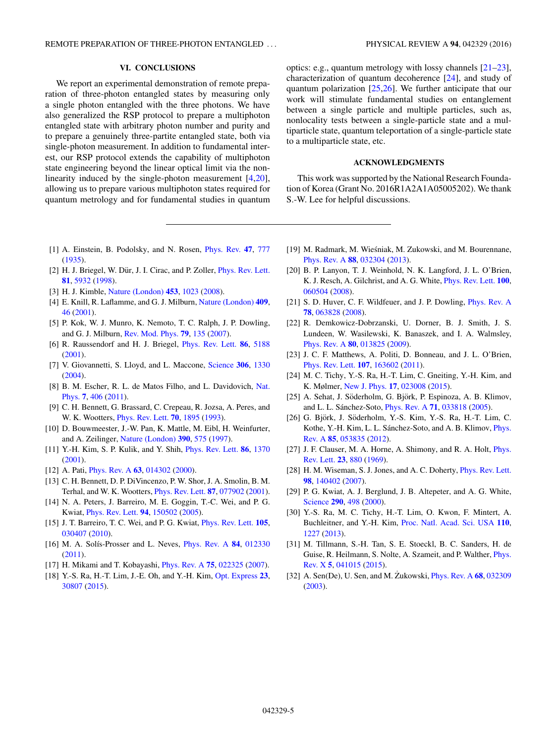## VI. CONCLUSIONS

We report an experimental demonstration of remote preparation of three-photon entangled states by measuring only a single photon entangled with the three photons. We have also generalized the RSP protocol to prepare a multiphoton entangled state with arbitrary photon number and purity and to prepare a genuinely three-partite entangled state, both via single-photon measurement. In addition to fundamental interest, our RSP protocol extends the capability of multiphoton state engineering beyond the linear optical limit via the nonlinearity induced by the single-photon measurement [4,20], allowing us to prepare various multiphoton states required for quantum metrology and for fundamental studies in quantum optics: e.g., quantum metrology with lossy channels [21–23], characterization of quantum decoherence [24], and study of quantum polarization [25,26]. We further anticipate that our work will stimulate fundamental studies on entanglement between a single particle and multiple particles, such as, nonlocality tests between a single-particle state and a multiparticle state, quantum teleportation of a single-particle state to a multiparticle state, etc.

## ACKNOWLEDGMENTS

This work was supported by the National Research Foundation of Korea (Grant No. 2016R1A2A1A05005202). We thank S.-W. Lee for helpful discussions.

---

[1] A. Einstein, B. Podolsky, and N. Rosen, Phys. Rev. **47**, 777 (1935).

[2] H. J. Briegel, W. Dür, J. I. Cirac, and P. Zoller, Phys. Rev. Lett. **81**, 5932 (1998).

[3] H. J. Kimble, Nature (London) **453**, 1023 (2008).

[4] E. Knill, R. Laflamme, and G. J. Milburn, Nature (London) **409**, 46 (2001).

[5] P. Kok, W. J. Munro, K. Nemoto, T. C. Ralph, J. P. Dowling, and G. J. Milburn, Rev. Mod. Phys. **79**, 135 (2007).

[6] R. Raussendorf and H. J. Briegel, Phys. Rev. Lett. **86**, 5188 (2001).

[7] V. Giovannetti, S. Lloyd, and L. Maccone, Science **306**, 1330 (2004).

[8] B. M. Escher, R. L. de Matos Filho, and L. Davidovich, Nat. Phys. **7**, 406 (2011).

[9] C. H. Bennett, G. Brassard, C. Crepeau, R. Jozsa, A. Peres, and W. K. Wootters, Phys. Rev. Lett. **70**, 1895 (1993).

[10] D. Bouwmeester, J.-W. Pan, K. Mattle, M. Eibl, H. Weinfurter, and A. Zeilinger, Nature (London) **390**, 575 (1997).

[11] Y.-H. Kim, S. P. Kulik, and Y. Shih, Phys. Rev. Lett. **86**, 1370 (2001).

[12] A. Pati, Phys. Rev. A **63**, 014302 (2000).

[13] C. H. Bennett, D. P. DiVincenzo, P. W. Shor, J. A. Smolin, B. M. Terhal, and W. K. Wootters, Phys. Rev. Lett. **87**, 077902 (2001).

[14] N. A. Peters, J. Barreiro, M. E. Goggin, T.-C. Wei, and P. G. Kwiat, Phys. Rev. Lett. **94**, 150502 (2005).

[15] J. T. Barreiro, T. C. Wei, and P. G. Kwiat, Phys. Rev. Lett. **105**, 030407 (2010).

[16] M. A. Solís-Prosser and L. Neves, Phys. Rev. A **84**, 012330 (2011).

[17] H. Mikami and T. Kobayashi, Phys. Rev. A **75**, 022325 (2007).

[18] Y.-S. Ra, H.-T. Lim, J.-E. Oh, and Y.-H. Kim, Opt. Express **23**, 30807 (2015).

[19] M. Radmark, M. Wieśniak, M. Zukowski, and M. Bourennane, Phys. Rev. A **88**, 032304 (2013).

[20] B. P. Lanyon, T. J. Weinhold, N. K. Langford, J. L. O'Brien, K. J. Resch, A. Gilchrist, and A. G. White, Phys. Rev. Lett. **100**, 060504 (2008).

[21] S. D. Huver, C. F. Wildfeuer, and J. P. Dowling, Phys. Rev. A **78**, 063828 (2008).

[22] R. Demkowicz-Dobrzanski, U. Dorner, B. J. Smith, J. S. Lundeen, W. Wasilewski, K. Banaszek, and I. A. Walmsley, Phys. Rev. A **80**, 013825 (2009).

[23] J. C. F. Matthews, A. Politi, D. Bonneau, and J. L. O'Brien, Phys. Rev. Lett. **107**, 163602 (2011).

[24] M. C. Tichy, Y.-S. Ra, H.-T. Lim, C. Gneiting, Y.-H. Kim, and K. Mølmer, New J. Phys. **17**, 023008 (2015).

[25] A. Sehat, J. Söderholm, G. Björk, P. Espinoza, A. B. Klimov, and L. L. Sánchez-Soto, Phys. Rev. A **71**, 033818 (2005).

[26] G. Björk, J. Söderholm, Y.-S. Kim, Y.-S. Ra, H.-T. Lim, C. Kothe, Y.-H. Kim, L. L. Sánchez-Soto, and A. B. Klimov, Phys. Rev. A **85**, 053835 (2012).

[27] J. F. Clauser, M. A. Horne, A. Shimony, and R. A. Holt, Phys. Rev. Lett. **23**, 880 (1969).

[28] H. M. Wiseman, S. J. Jones, and A. C. Doherty, Phys. Rev. Lett. **98**, 140402 (2007).

[29] P. G. Kwiat, A. J. Berglund, J. B. Altepeter, and A. G. White, Science **290**, 498 (2000).

[30] Y.-S. Ra, M. C. Tichy, H.-T. Lim, O. Kwon, F. Mintert, A. Buchleitner, and Y.-H. Kim, Proc. Natl. Acad. Sci. USA **110**, 1227 (2013).

[31] M. Tillmann, S.-H. Tan, S. E. Stoeckl, B. C. Sanders, H. de Guise, R. Heilmann, S. Nolte, A. Szameit, and P. Walther, Phys. Rev. X **5**, 041015 (2015).

[32] A. Sen(De), U. Sen, and M. Żukowski, Phys. Rev. A **68**, 032309 (2003).